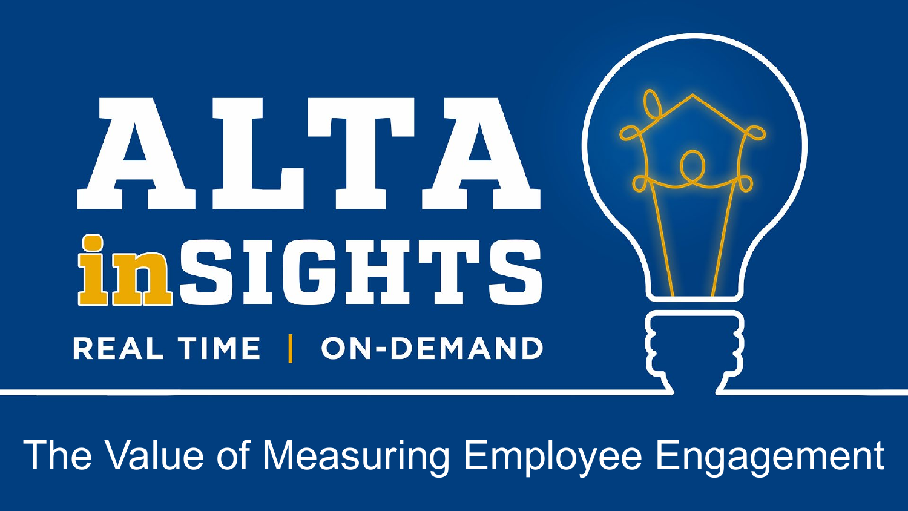# ALTA inSIGHTS

REAL TIME | ON-DEMAND

## The Value of Measuring Employee Engagement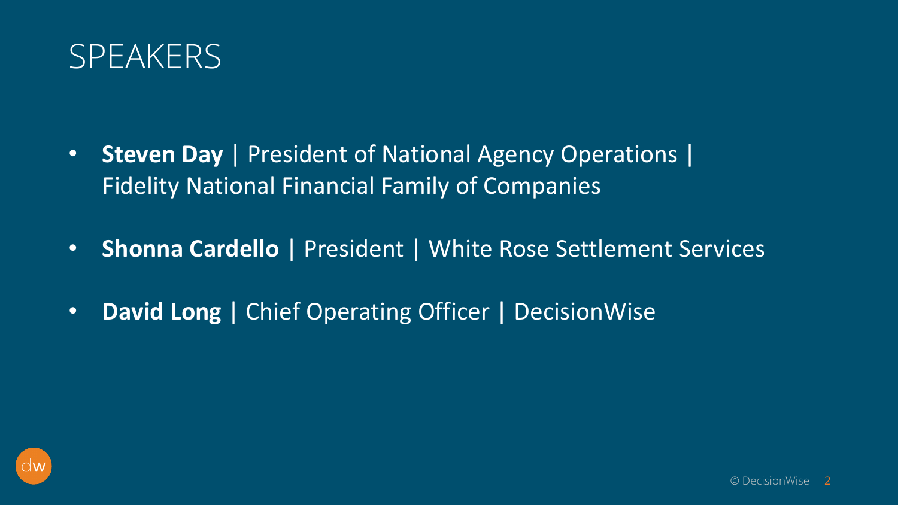# SPEAKERS

- **Steven Day** | President of National Agency Operations | Fidelity National Financial Family of Companies
- **Shonna Cardello** | President | White Rose Settlement Services
- **David Long** | Chief Operating Officer | DecisionWise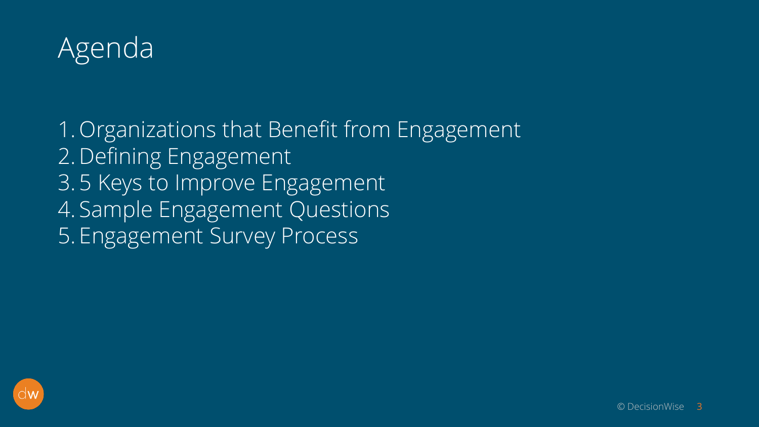# Agenda

1. Organizations that Benefit from Engagement
2. Defining Engagement
3. 5 Keys to Improve Engagement
4. Sample Engagement Questions
5. Engagement Survey Process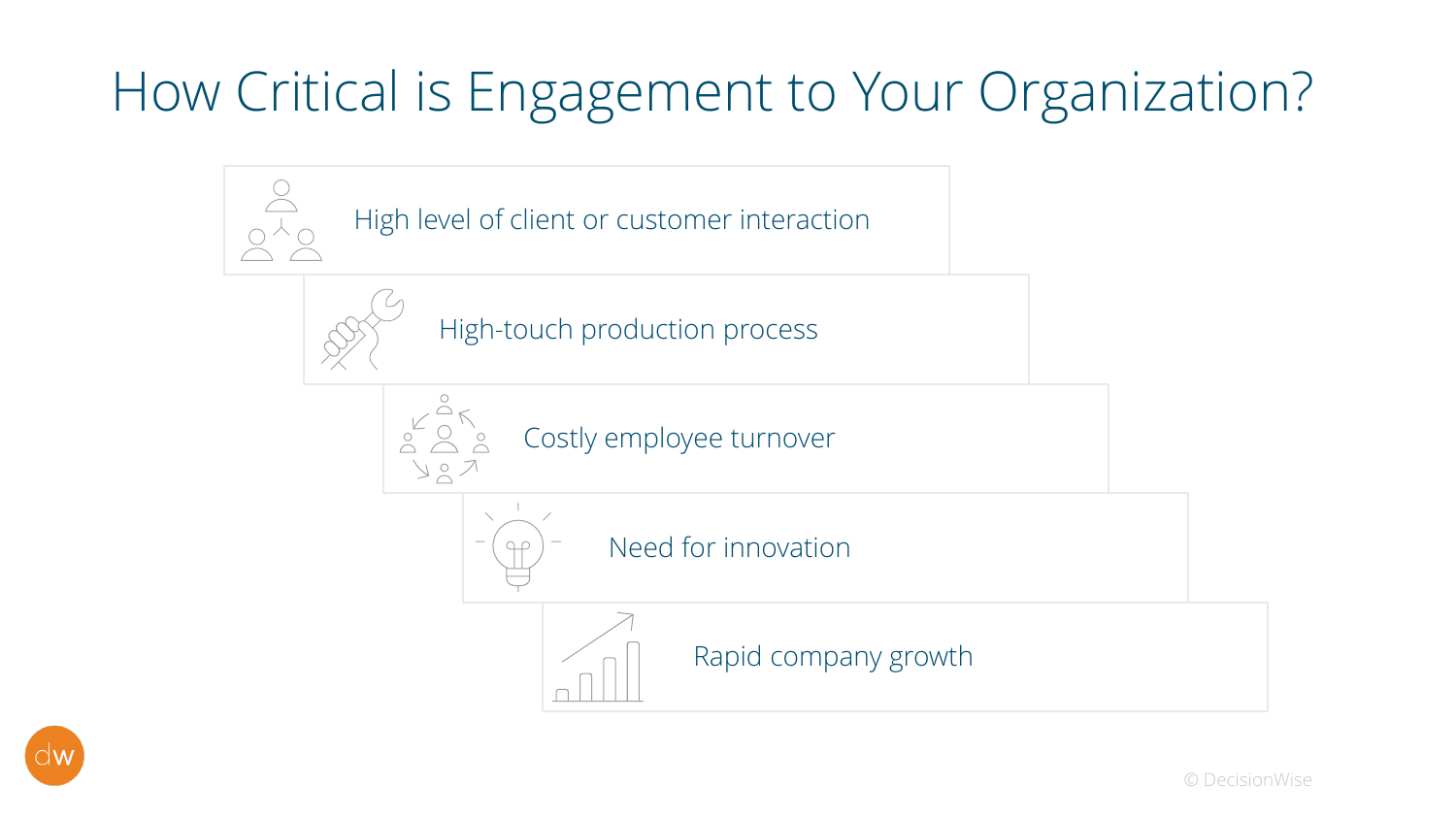# How Critical is Engagement to Your Organization?

- High level of client or customer interaction
- High-touch production process
- Costly employee turnover
- Need for innovation
- Rapid company growth

© DecisionWise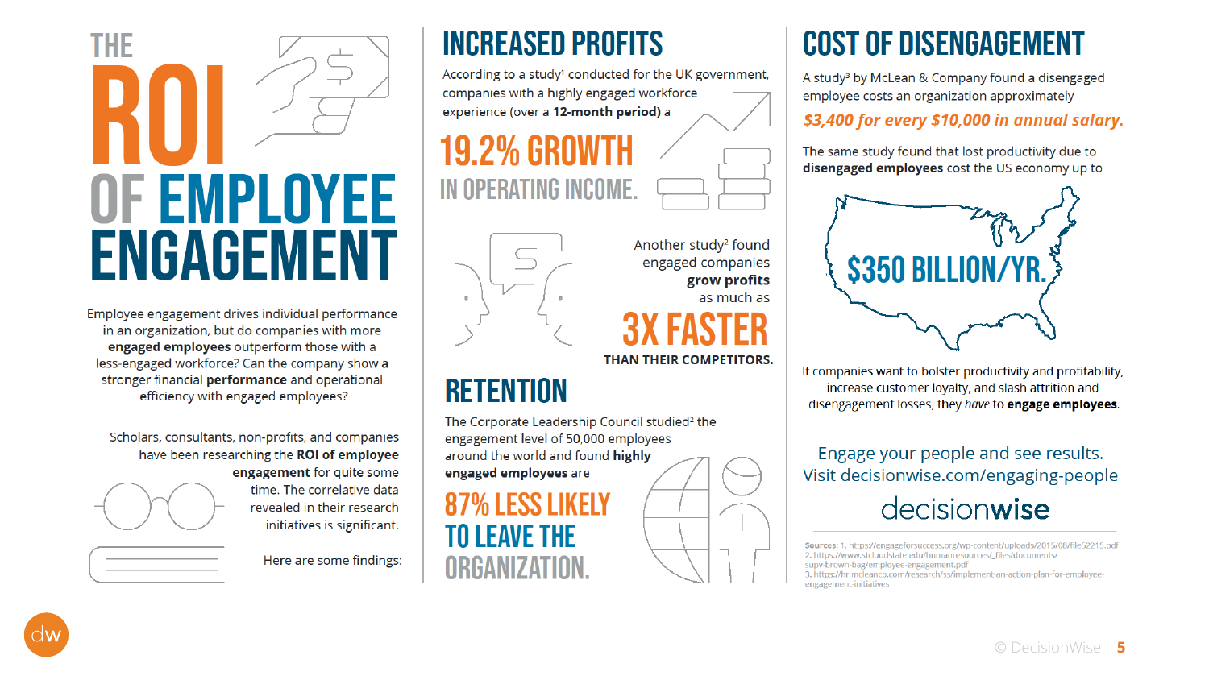# THE ROI OF EMPLOYEE ENGAGEMENT

Employee engagement drives individual performance in an organization, but do companies with more **engaged employees** outperform those with a less-engaged workforce? Can the company show a stronger financial **performance** and operational efficiency with engaged employees?

Scholars, consultants, non-profits, and companies have been researching the **ROI of employee engagement** for quite some time. The correlative data revealed in their research initiatives is significant.

Here are some findings:

## INCREASED PROFITS

According to a study[1] conducted for the UK government, companies with a highly engaged workforce experience (over a **12-month period)** a

**19.2% GROWTH IN OPERATING INCOME.**

Another study[2] found engaged companies **grow profits** as much as

**3X FASTER THAN THEIR COMPETITORS.**

## RETENTION

The Corporate Leadership Council studied[2] the engagement level of 50,000 employees around the world and found **highly engaged employees** are

**87% LESS LIKELY TO LEAVE THE ORGANIZATION.**

## COST OF DISENGAGEMENT

A study[3] by McLean & Company found a disengaged employee costs an organization approximately

***$3,400 for every $10,000 in annual salary.***

The same study found that lost productivity due to **disengaged employees** cost the US economy up to

**$350 BILLION/YR.**

If companies want to bolster productivity and profitability, increase customer loyalty, and slash attrition and disengagement losses, they *have* to **engage employees**.

Engage your people and see results. Visit decisionwise.com/engaging-people

decisionwise

**Sources:** 1. https://engageforsuccess.org/wp-content/uploads/2015/08/file52215.pdf
2. https://www.stcloudstate.edu/humanresources/_files/documents/supv-brown-bag/employee-engagement.pdf
3. https://hr.mcleanco.com/research/ss/implement-an-action-plan-for-employee-engagement-initiatives

© DecisionWise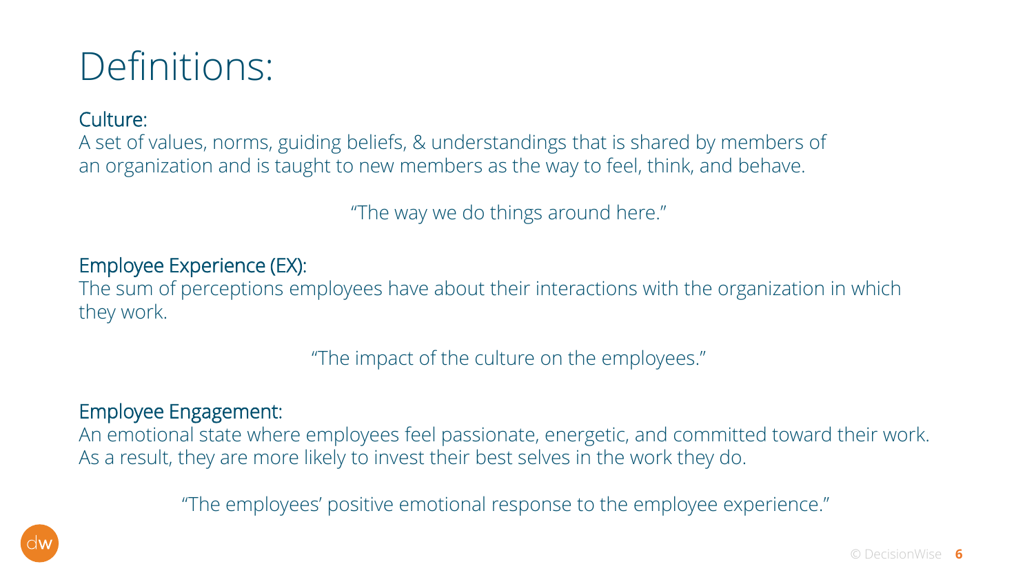# Definitions:

### Culture:

A set of values, norms, guiding beliefs, & understandings that is shared by members of an organization and is taught to new members as the way to feel, think, and behave.

"The way we do things around here."

### Employee Experience (EX):

The sum of perceptions employees have about their interactions with the organization in which they work.

"The impact of the culture on the employees."

### Employee Engagement:

An emotional state where employees feel passionate, energetic, and committed toward their work. As a result, they are more likely to invest their best selves in the work they do.

"The employees' positive emotional response to the employee experience."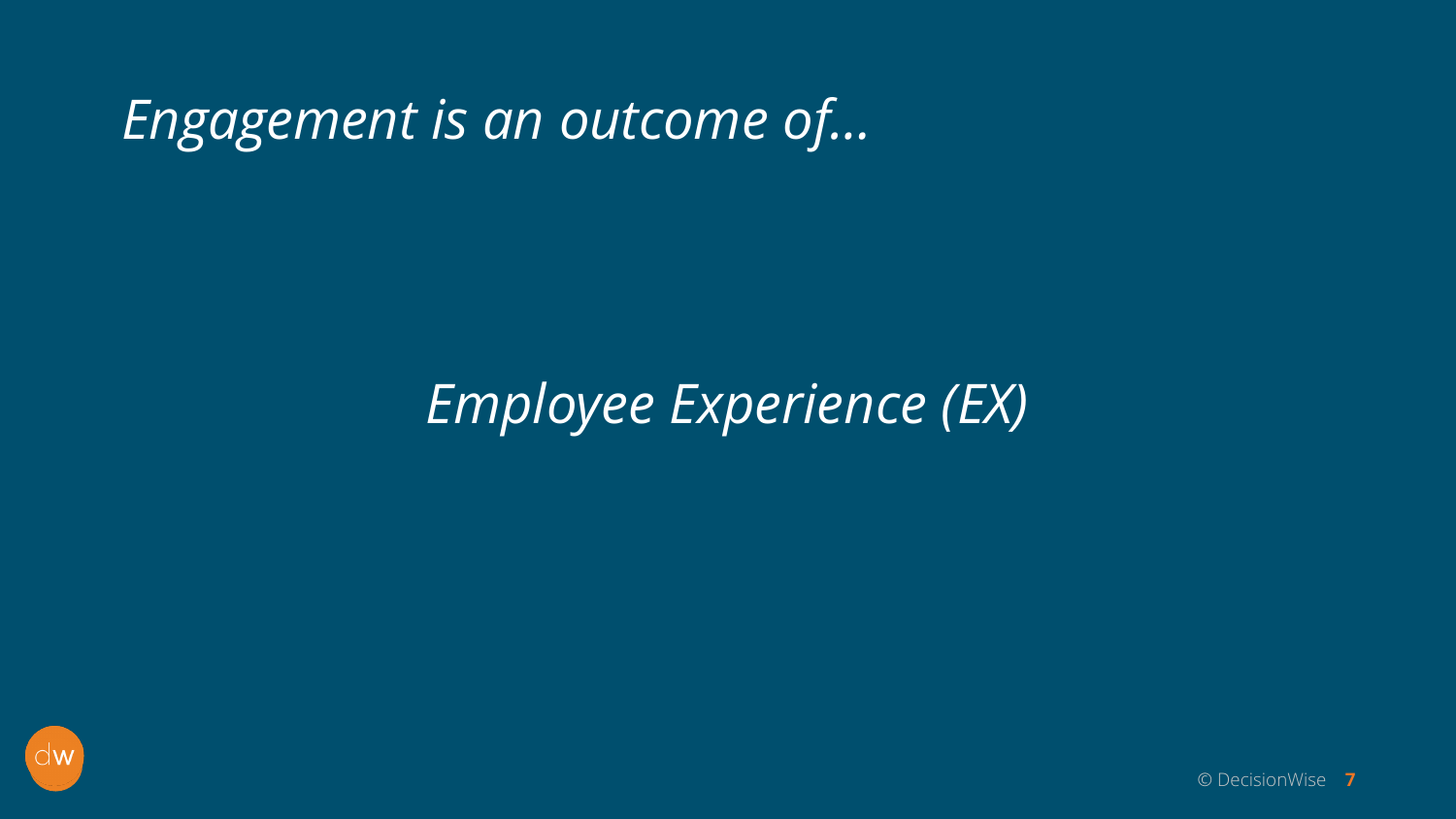# *Engagement is an outcome of…*

*Employee Experience (EX)*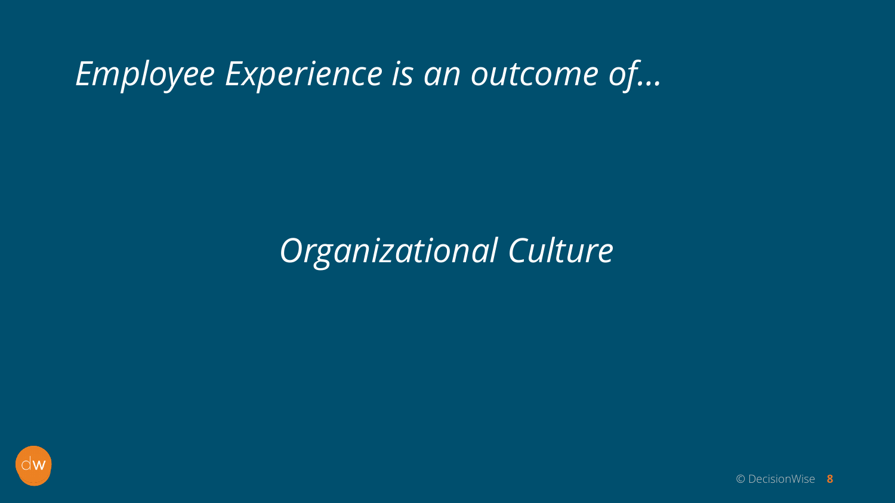*Employee Experience is an outcome of…*

*Organizational Culture*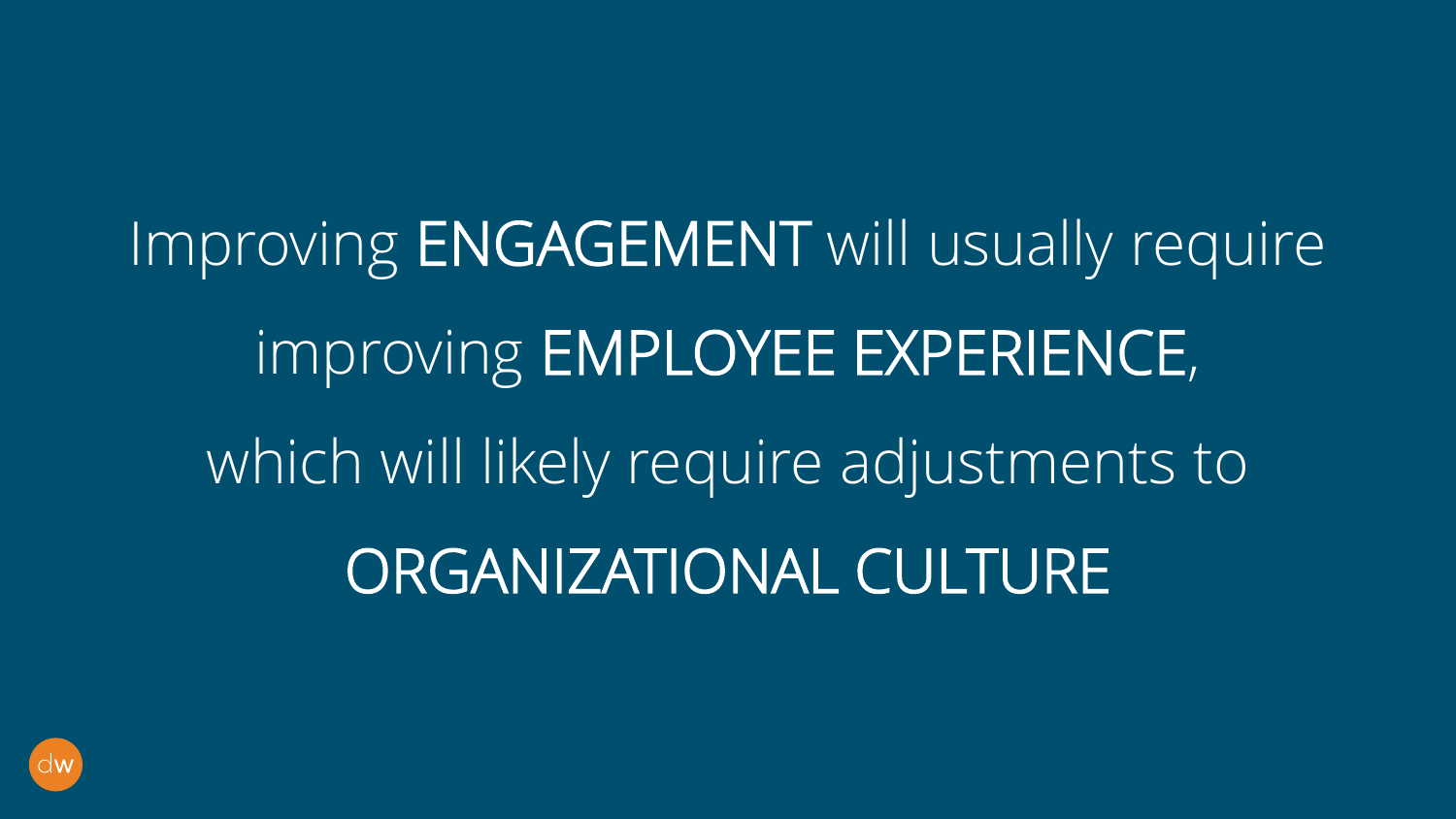Improving ENGAGEMENT will usually require improving EMPLOYEE EXPERIENCE, which will likely require adjustments to ORGANIZATIONAL CULTURE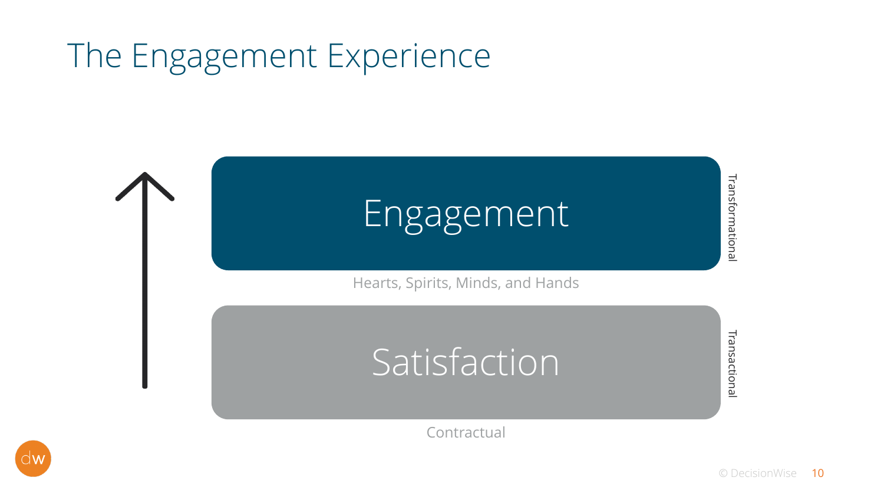# The Engagement Experience

Engagement

Transformational

Hearts, Spirits, Minds, and Hands

Satisfaction

Transactional

Contractual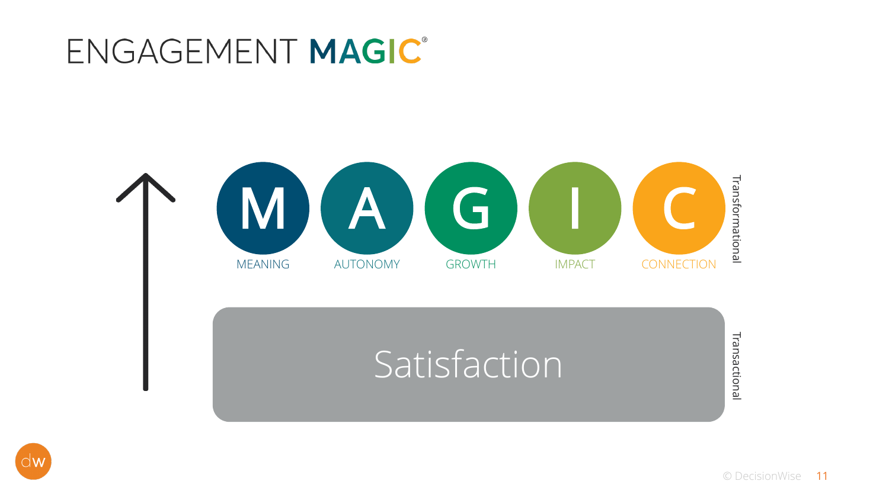# ENGAGEMENT MAGIC®

M A G I C

MEANING AUTONOMY GROWTH IMPACT CONNECTION

Transformational

Satisfaction

Transactional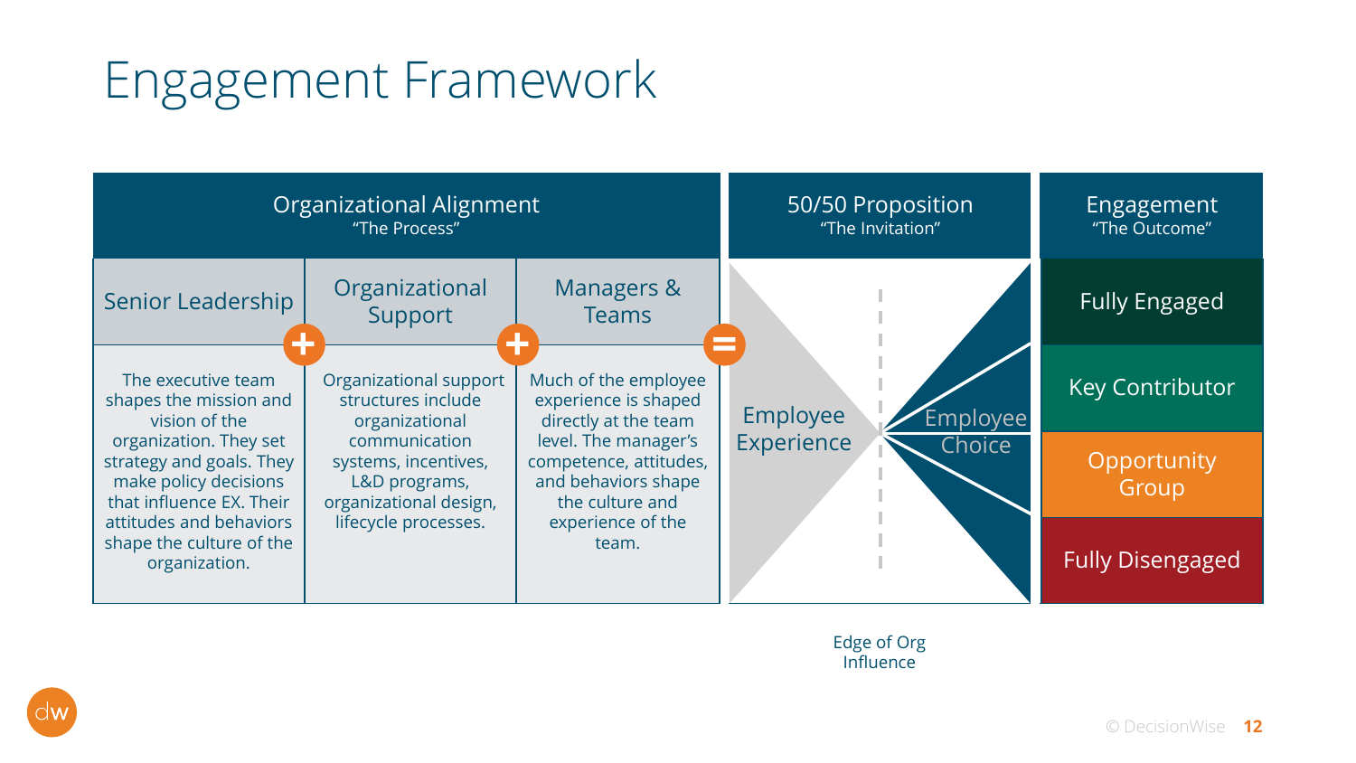# Engagement Framework

| Organizational Alignment "The Process" | | | 50/50 Proposition "The Invitation" | Engagement "The Outcome" |
|---|---|---|---|---|
| Senior Leadership + | Organizational Support + | Managers & Teams = | Employee Experience → Employee Choice | Fully Engaged |
| The executive team shapes the mission and vision of the organization. They set strategy and goals. They make policy decisions that influence EX. Their attitudes and behaviors shape the culture of the organization. | Organizational support structures include organizational communication systems, incentives, L&D programs, organizational design, lifecycle processes. | Much of the employee experience is shaped directly at the team level. The manager's competence, attitudes, and behaviors shape the culture and experience of the team. | | Key Contributor |
| | | | | Opportunity Group |
| | | | | Fully Disengaged |

Edge of Org Influence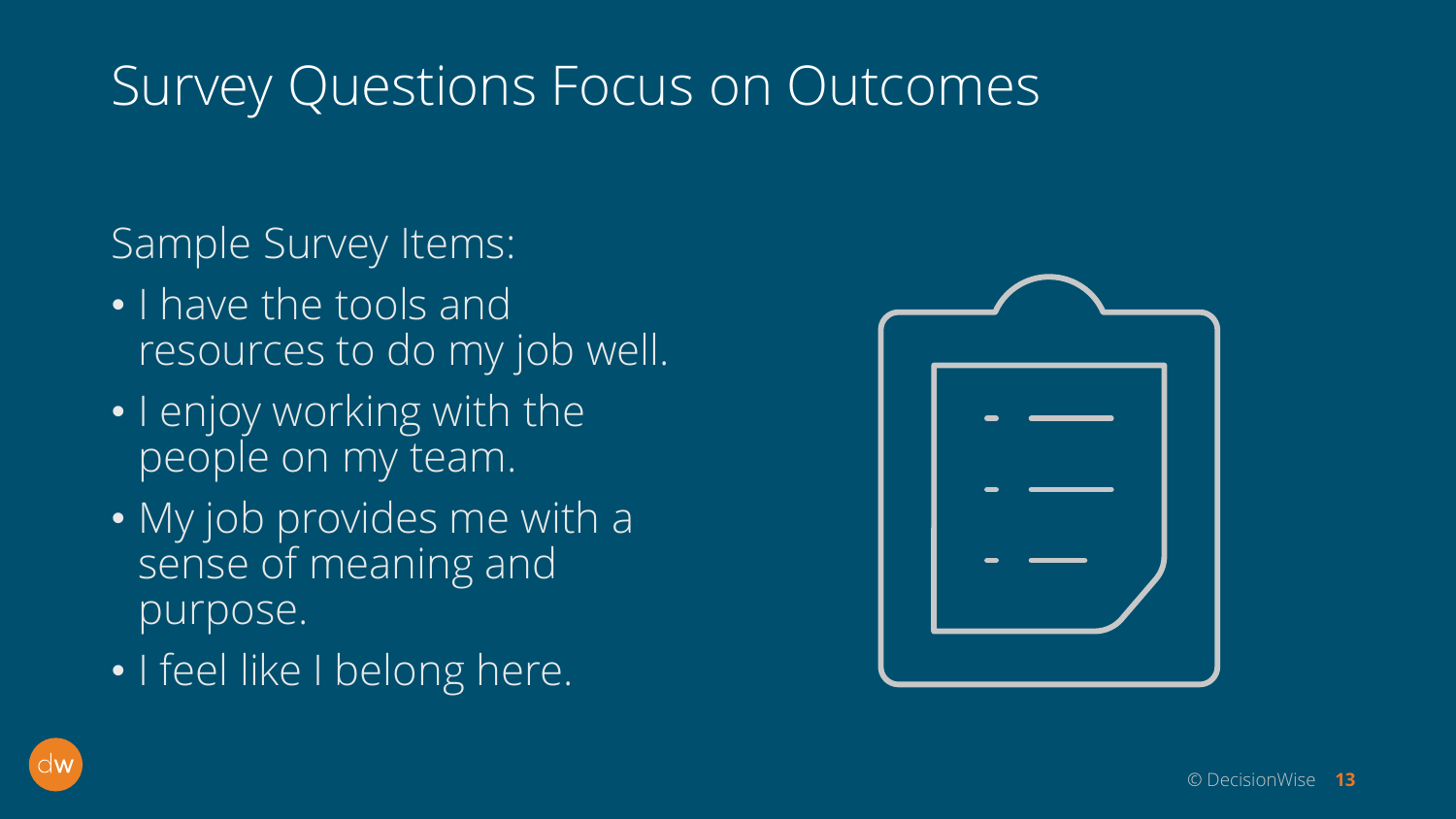# Survey Questions Focus on Outcomes

Sample Survey Items:

- I have the tools and resources to do my job well.
- I enjoy working with the people on my team.
- My job provides me with a sense of meaning and purpose.
- I feel like I belong here.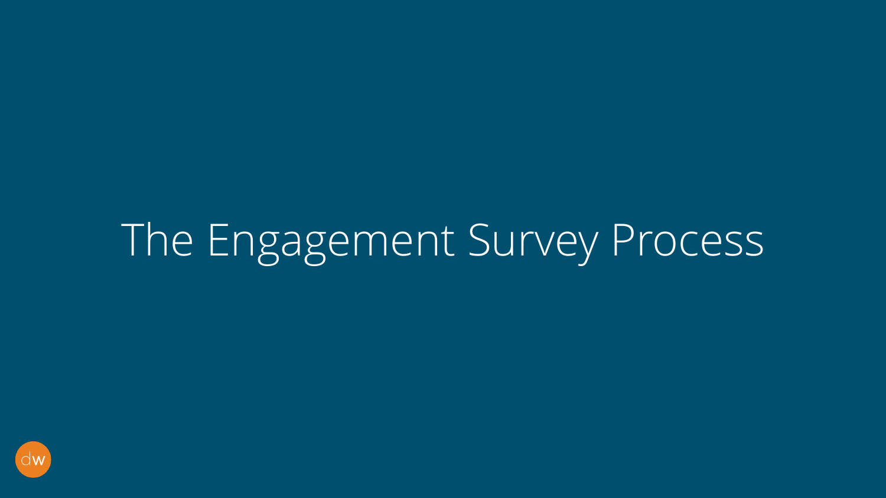# The Engagement Survey Process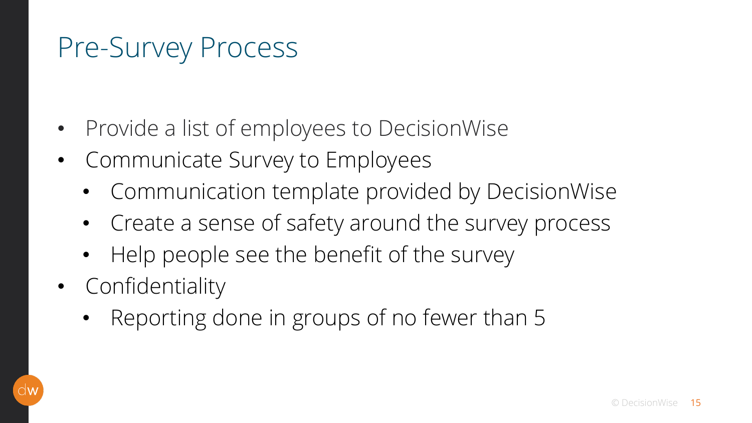# Pre-Survey Process

- Provide a list of employees to DecisionWise
- Communicate Survey to Employees
  - Communication template provided by DecisionWise
  - Create a sense of safety around the survey process
  - Help people see the benefit of the survey
- Confidentiality
  - Reporting done in groups of no fewer than 5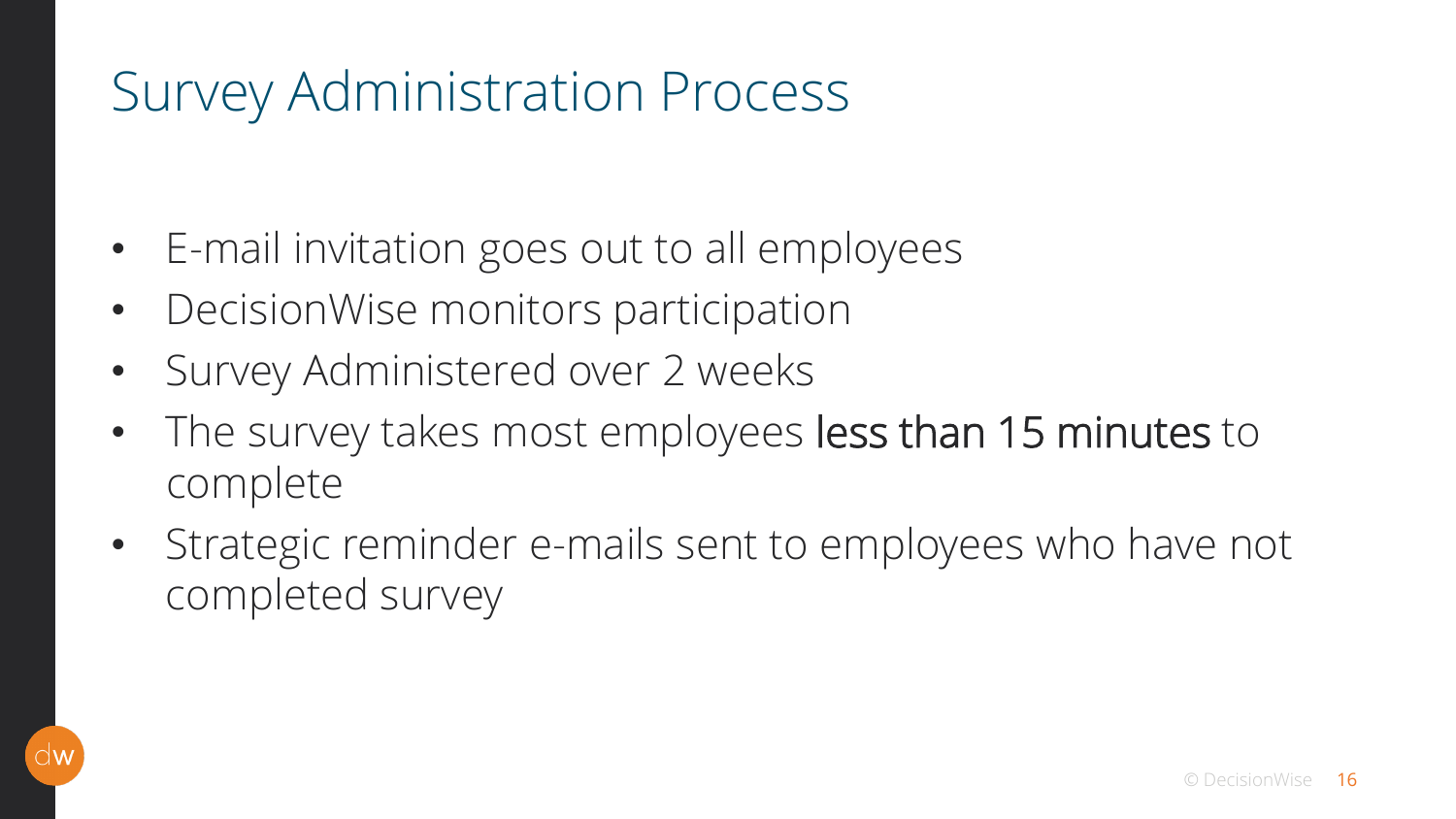# Survey Administration Process

- E-mail invitation goes out to all employees
- DecisionWise monitors participation
- Survey Administered over 2 weeks
- The survey takes most employees **less than 15 minutes** to complete
- Strategic reminder e-mails sent to employees who have not completed survey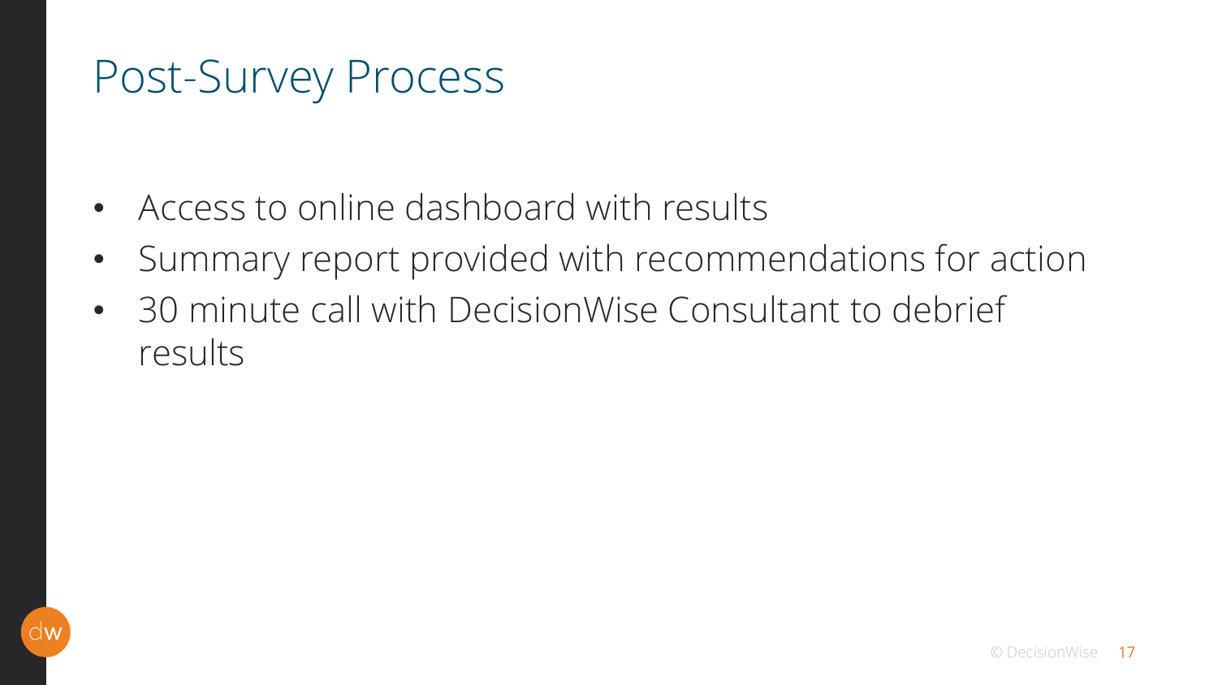# Post-Survey Process

- Access to online dashboard with results
- Summary report provided with recommendations for action
- 30 minute call with DecisionWise Consultant to debrief results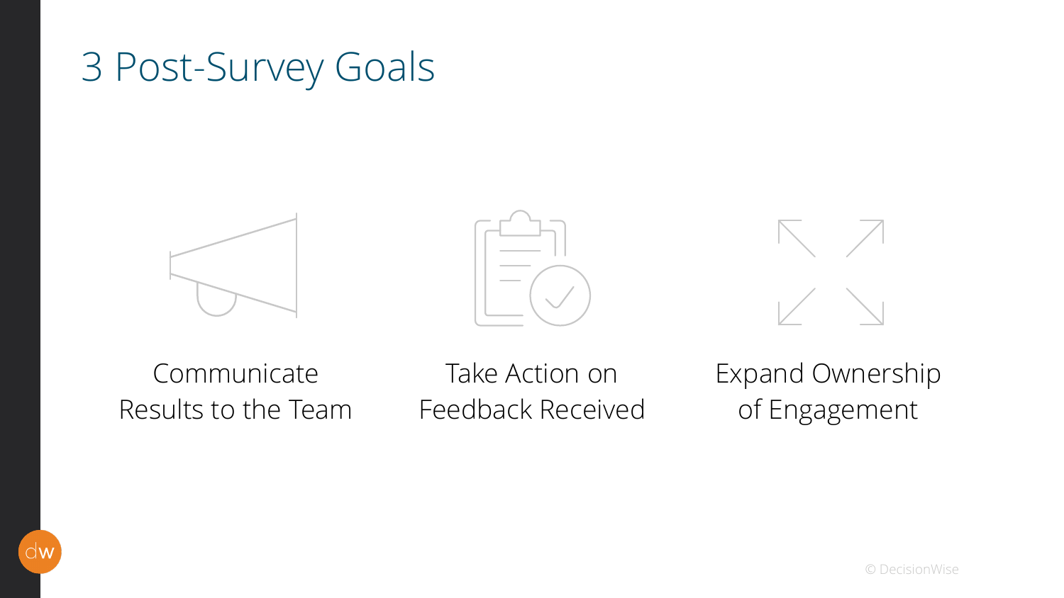# 3 Post-Survey Goals

- Communicate Results to the Team
- Take Action on Feedback Received
- Expand Ownership of Engagement

© DecisionWise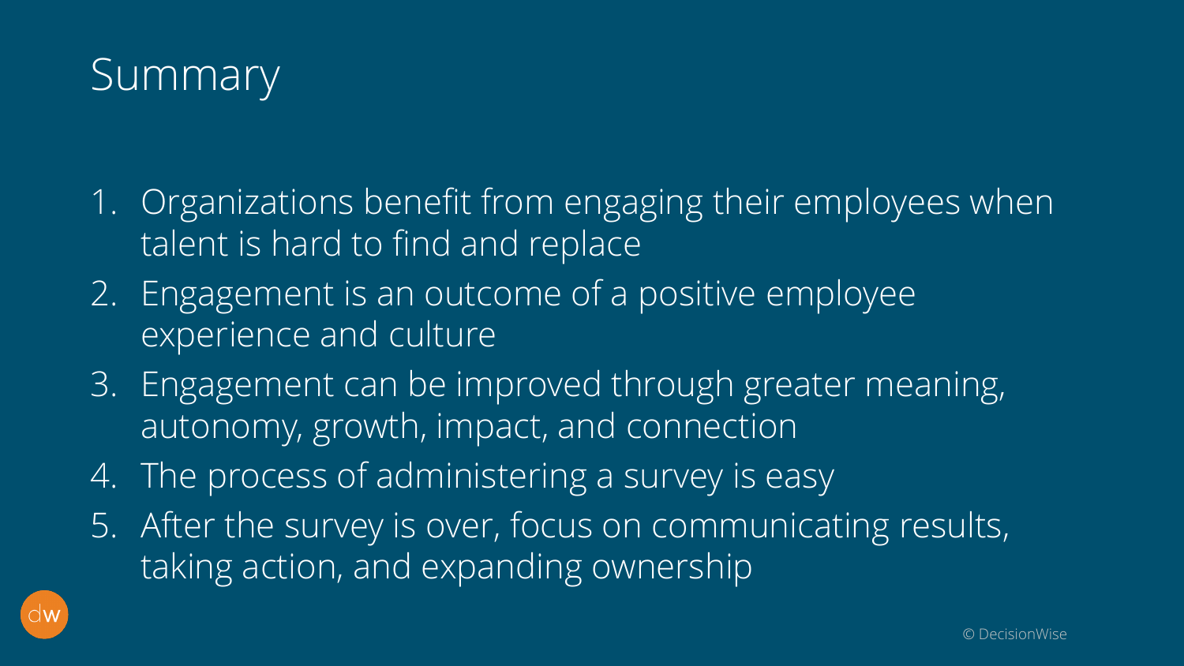# Summary

1. Organizations benefit from engaging their employees when talent is hard to find and replace
2. Engagement is an outcome of a positive employee experience and culture
3. Engagement can be improved through greater meaning, autonomy, growth, impact, and connection
4. The process of administering a survey is easy
5. After the survey is over, focus on communicating results, taking action, and expanding ownership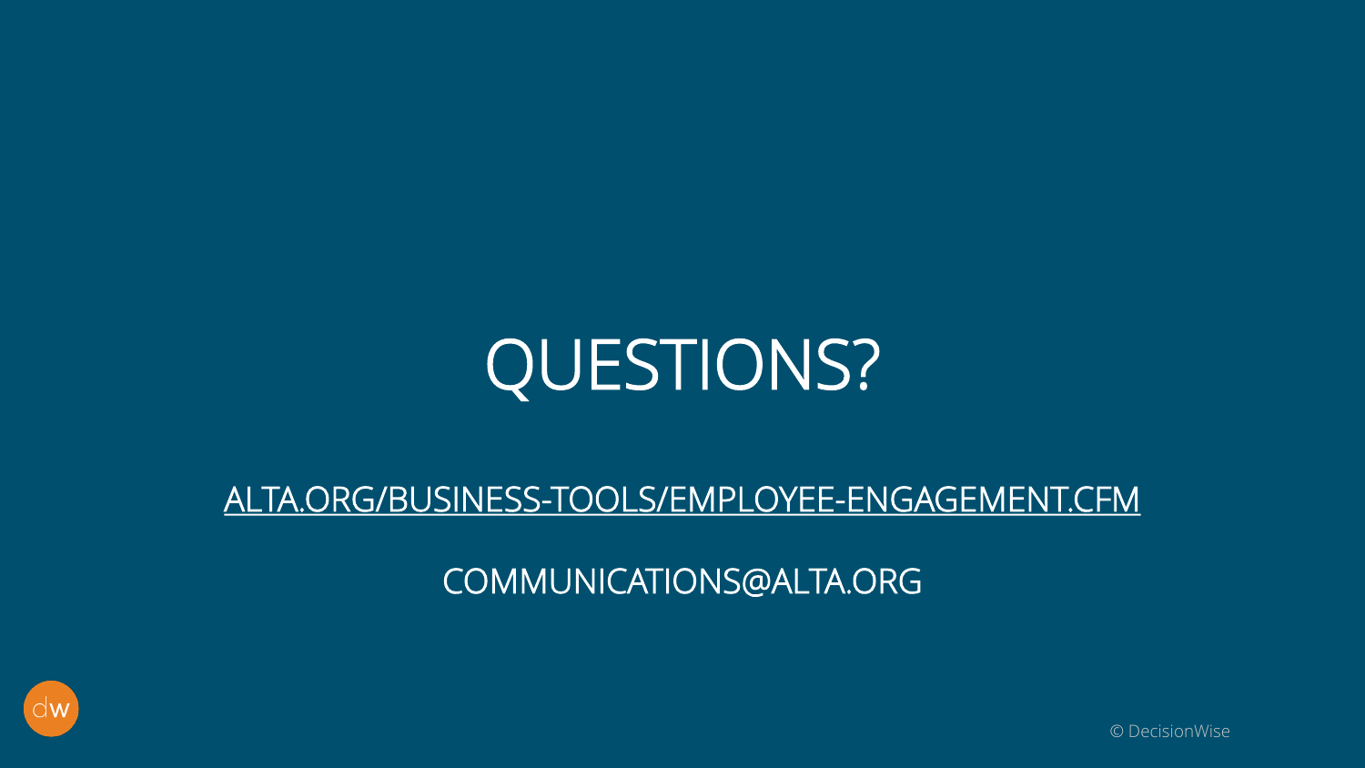# QUESTIONS?

ALTA.ORG/BUSINESS-TOOLS/EMPLOYEE-ENGAGEMENT.CFM

COMMUNICATIONS@ALTA.ORG

© DecisionWise